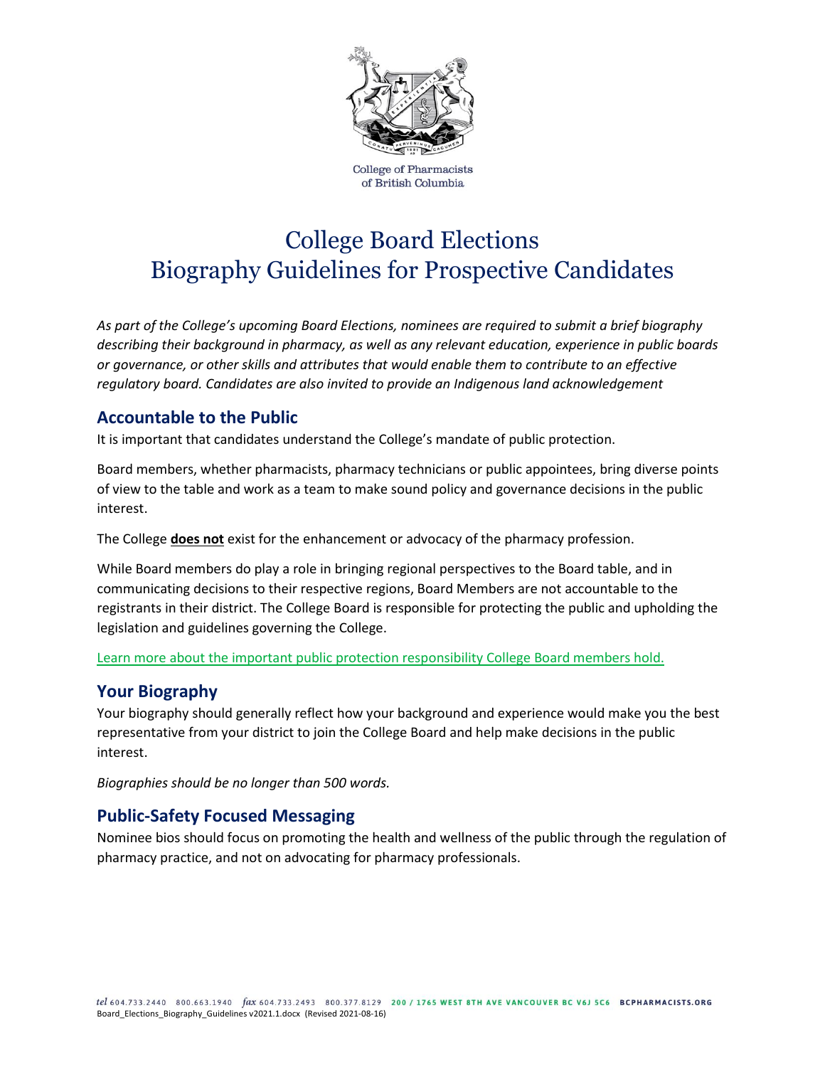College of Pharmacists of British Columbia

# College Board Elections
# Biography Guidelines for Prospective Candidates

*As part of the College's upcoming Board Elections, nominees are required to submit a brief biography describing their background in pharmacy, as well as any relevant education, experience in public boards or governance, or other skills and attributes that would enable them to contribute to an effective regulatory board. Candidates are also invited to provide an Indigenous land acknowledgement*

## Accountable to the Public

It is important that candidates understand the College's mandate of public protection.

Board members, whether pharmacists, pharmacy technicians or public appointees, bring diverse points of view to the table and work as a team to make sound policy and governance decisions in the public interest.

The College **does not** exist for the enhancement or advocacy of the pharmacy profession.

While Board members do play a role in bringing regional perspectives to the Board table, and in communicating decisions to their respective regions, Board Members are not accountable to the registrants in their district. The College Board is responsible for protecting the public and upholding the legislation and guidelines governing the College.

Learn more about the important public protection responsibility College Board members hold.

## Your Biography

Your biography should generally reflect how your background and experience would make you the best representative from your district to join the College Board and help make decisions in the public interest.

*Biographies should be no longer than 500 words.*

## Public-Safety Focused Messaging

Nominee bios should focus on promoting the health and wellness of the public through the regulation of pharmacy practice, and not on advocating for pharmacy professionals.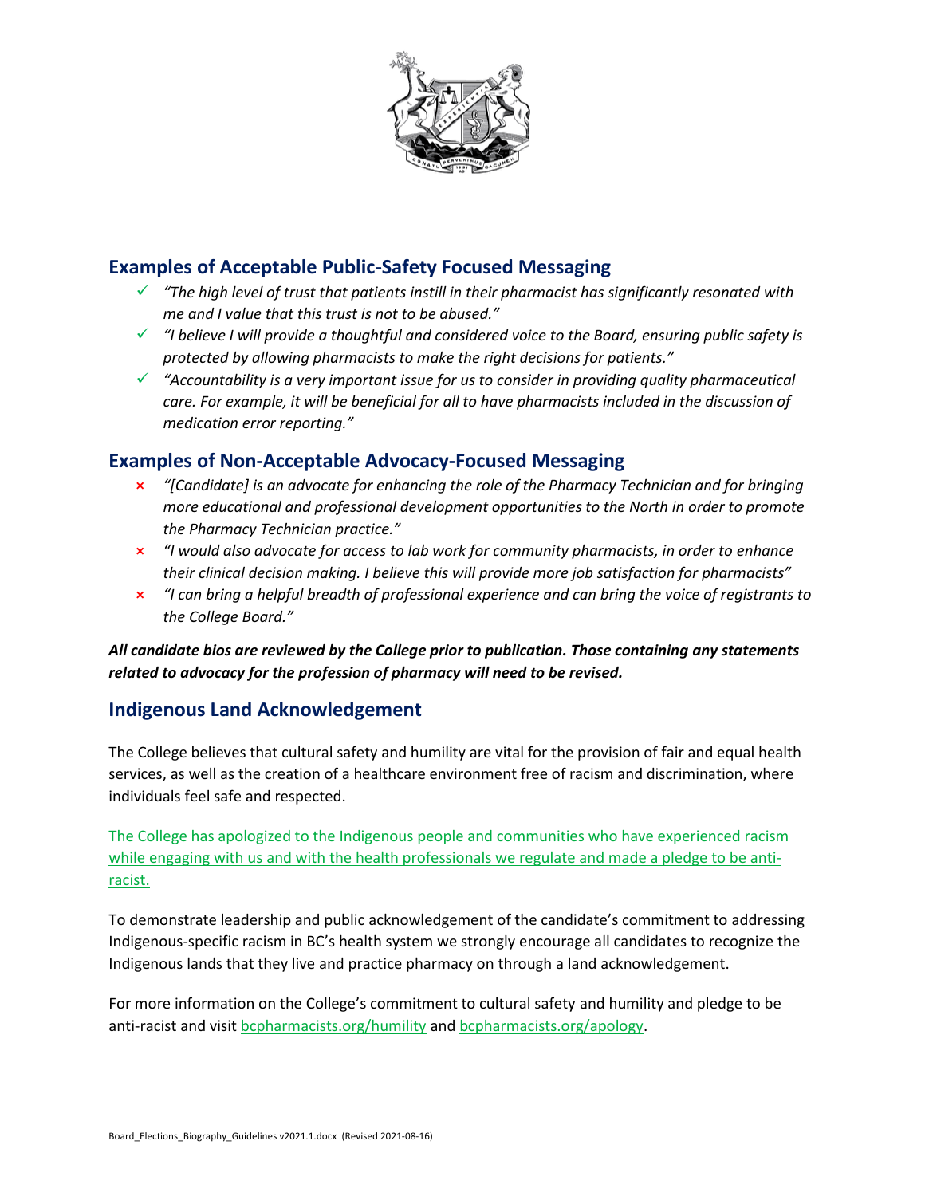## Examples of Acceptable Public-Safety Focused Messaging

- ✓ *"The high level of trust that patients instill in their pharmacist has significantly resonated with me and I value that this trust is not to be abused."*
- ✓ *"I believe I will provide a thoughtful and considered voice to the Board, ensuring public safety is protected by allowing pharmacists to make the right decisions for patients."*
- ✓ *"Accountability is a very important issue for us to consider in providing quality pharmaceutical care. For example, it will be beneficial for all to have pharmacists included in the discussion of medication error reporting."*

## Examples of Non-Acceptable Advocacy-Focused Messaging

- × *"[Candidate] is an advocate for enhancing the role of the Pharmacy Technician and for bringing more educational and professional development opportunities to the North in order to promote the Pharmacy Technician practice."*
- × *"I would also advocate for access to lab work for community pharmacists, in order to enhance their clinical decision making. I believe this will provide more job satisfaction for pharmacists"*
- × *"I can bring a helpful breadth of professional experience and can bring the voice of registrants to the College Board."*

***All candidate bios are reviewed by the College prior to publication. Those containing any statements related to advocacy for the profession of pharmacy will need to be revised.***

## Indigenous Land Acknowledgement

The College believes that cultural safety and humility are vital for the provision of fair and equal health services, as well as the creation of a healthcare environment free of racism and discrimination, where individuals feel safe and respected.

The College has apologized to the Indigenous people and communities who have experienced racism while engaging with us and with the health professionals we regulate and made a pledge to be anti-racist.

To demonstrate leadership and public acknowledgement of the candidate's commitment to addressing Indigenous-specific racism in BC's health system we strongly encourage all candidates to recognize the Indigenous lands that they live and practice pharmacy on through a land acknowledgement.

For more information on the College's commitment to cultural safety and humility and pledge to be anti-racist and visit bcpharmacists.org/humility and bcpharmacists.org/apology.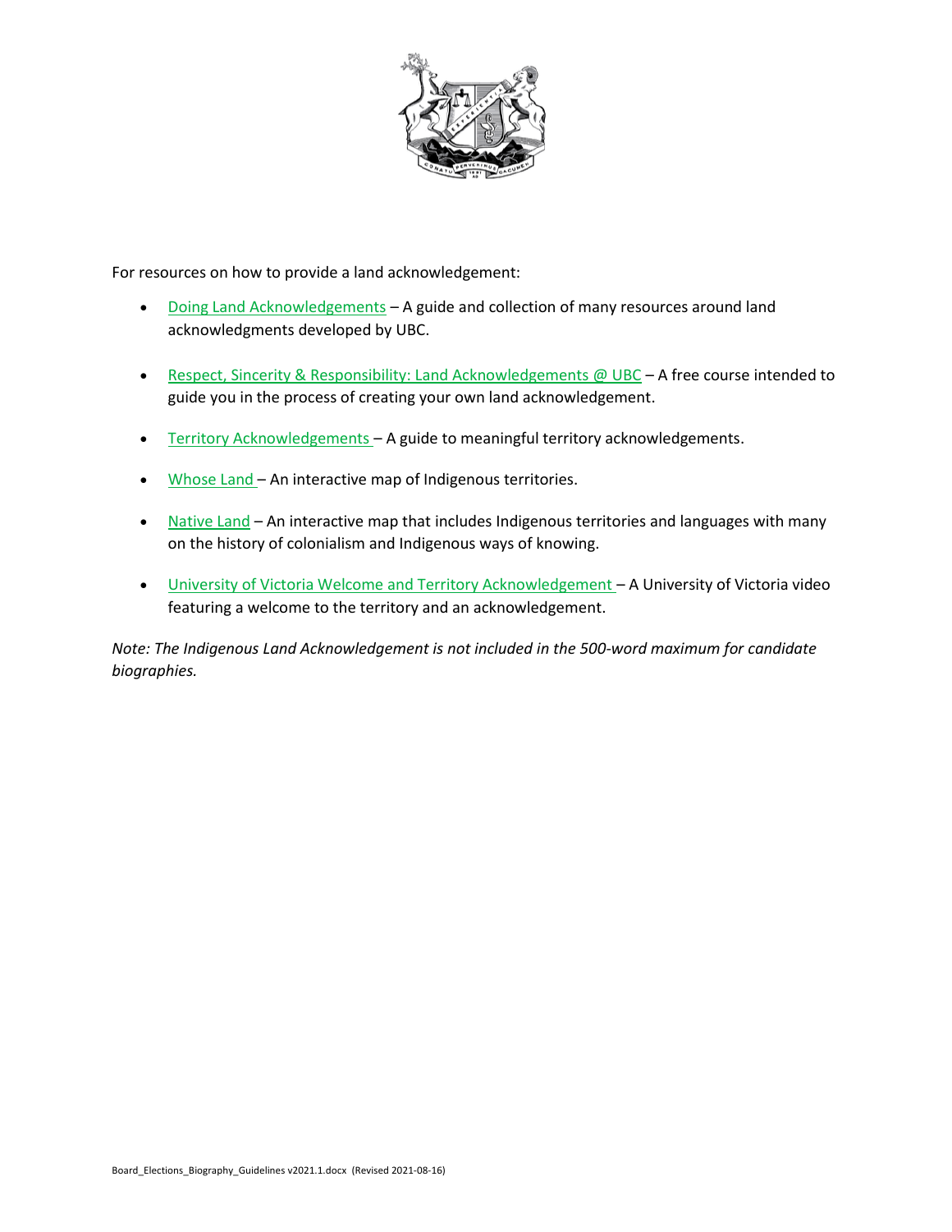For resources on how to provide a land acknowledgement:

- Doing Land Acknowledgements – A guide and collection of many resources around land acknowledgments developed by UBC.

- Respect, Sincerity & Responsibility: Land Acknowledgements @ UBC – A free course intended to guide you in the process of creating your own land acknowledgement.

- Territory Acknowledgements – A guide to meaningful territory acknowledgements.

- Whose Land – An interactive map of Indigenous territories.

- Native Land – An interactive map that includes Indigenous territories and languages with many on the history of colonialism and Indigenous ways of knowing.

- University of Victoria Welcome and Territory Acknowledgement – A University of Victoria video featuring a welcome to the territory and an acknowledgement.

*Note: The Indigenous Land Acknowledgement is not included in the 500-word maximum for candidate biographies.*